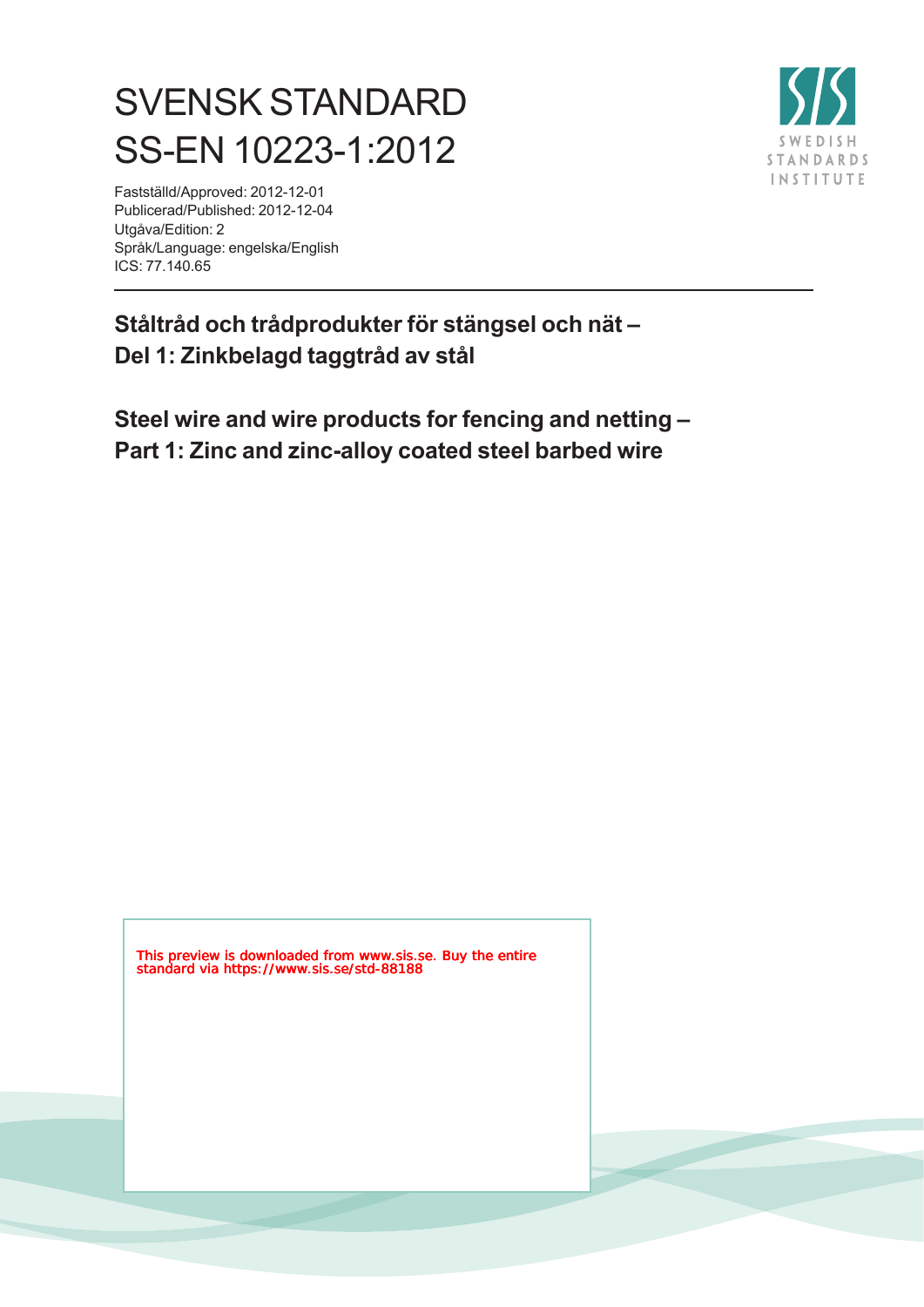# SVENSK STANDARD
# SS-EN 10223-1:2012

Fastställd/Approved: 2012-12-01
Publicerad/Published: 2012-12-04
Utgåva/Edition: 2
Språk/Language: engelska/English
ICS: 77.140.65

## Ståltråd och trådprodukter för stängsel och nät – Del 1: Zinkbelagd taggtråd av stål

## Steel wire and wire products for fencing and netting – Part 1: Zinc and zinc-alloy coated steel barbed wire

This preview is downloaded from www.sis.se. Buy the entire standard via https://www.sis.se/std-88188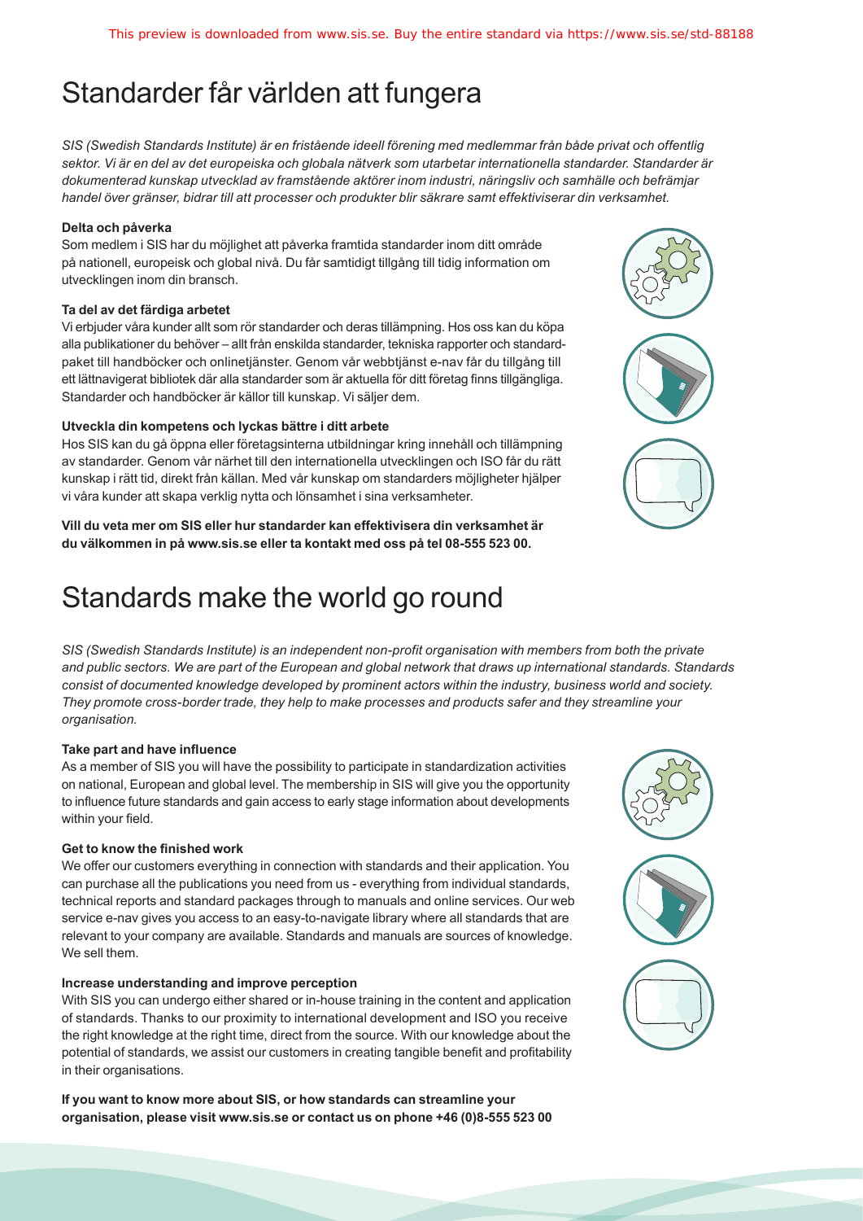# Standarder får världen att fungera

*SIS (Swedish Standards Institute) är en fristående ideell förening med medlemmar från både privat och offentlig sektor. Vi är en del av det europeiska och globala nätverk som utarbetar internationella standarder. Standarder är dokumenterad kunskap utvecklad av framstående aktörer inom industri, näringsliv och samhälle och befrämjar handel över gränser, bidrar till att processer och produkter blir säkrare samt effektiviserar din verksamhet.*

**Delta och påverka**

Som medlem i SIS har du möjlighet att påverka framtida standarder inom ditt område på nationell, europeisk och global nivå. Du får samtidigt tillgång till tidig information om utvecklingen inom din bransch.

**Ta del av det färdiga arbetet**

Vi erbjuder våra kunder allt som rör standarder och deras tillämpning. Hos oss kan du köpa alla publikationer du behöver – allt från enskilda standarder, tekniska rapporter och standardpaket till handböcker och onlinetjänster. Genom vår webbtjänst e-nav får du tillgång till ett lättnavigerat bibliotek där alla standarder som är aktuella för ditt företag finns tillgängliga. Standarder och handböcker är källor till kunskap. Vi säljer dem.

**Utveckla din kompetens och lyckas bättre i ditt arbete**

Hos SIS kan du gå öppna eller företagsinterna utbildningar kring innehåll och tillämpning av standarder. Genom vår närhet till den internationella utvecklingen och ISO får du rätt kunskap i rätt tid, direkt från källan. Med vår kunskap om standarders möjligheter hjälper vi våra kunder att skapa verklig nytta och lönsamhet i sina verksamheter.

**Vill du veta mer om SIS eller hur standarder kan effektivisera din verksamhet är du välkommen in på www.sis.se eller ta kontakt med oss på tel 08-555 523 00.**

# Standards make the world go round

*SIS (Swedish Standards Institute) is an independent non-profit organisation with members from both the private and public sectors. We are part of the European and global network that draws up international standards. Standards consist of documented knowledge developed by prominent actors within the industry, business world and society. They promote cross-border trade, they help to make processes and products safer and they streamline your organisation.*

**Take part and have influence**

As a member of SIS you will have the possibility to participate in standardization activities on national, European and global level. The membership in SIS will give you the opportunity to influence future standards and gain access to early stage information about developments within your field.

**Get to know the finished work**

We offer our customers everything in connection with standards and their application. You can purchase all the publications you need from us - everything from individual standards, technical reports and standard packages through to manuals and online services. Our web service e-nav gives you access to an easy-to-navigate library where all standards that are relevant to your company are available. Standards and manuals are sources of knowledge. We sell them.

**Increase understanding and improve perception**

With SIS you can undergo either shared or in-house training in the content and application of standards. Thanks to our proximity to international development and ISO you receive the right knowledge at the right time, direct from the source. With our knowledge about the potential of standards, we assist our customers in creating tangible benefit and profitability in their organisations.

**If you want to know more about SIS, or how standards can streamline your organisation, please visit www.sis.se or contact us on phone +46 (0)8-555 523 00**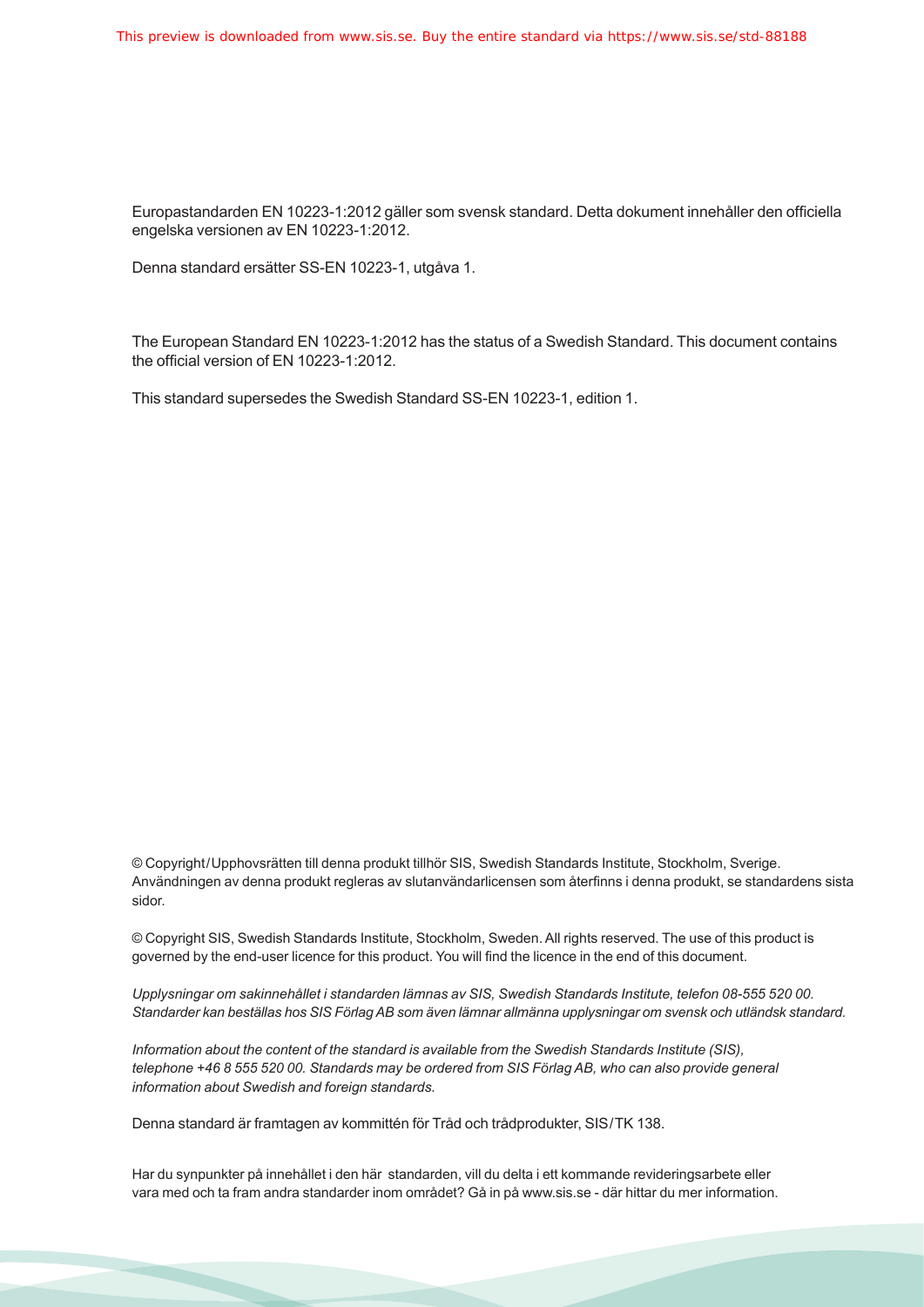Europastandarden EN 10223-1:2012 gäller som svensk standard. Detta dokument innehåller den officiella engelska versionen av EN 10223-1:2012.

Denna standard ersätter SS-EN 10223-1, utgåva 1.

The European Standard EN 10223-1:2012 has the status of a Swedish Standard. This document contains the official version of EN 10223-1:2012.

This standard supersedes the Swedish Standard SS-EN 10223-1, edition 1.

© Copyright/Upphovsrätten till denna produkt tillhör SIS, Swedish Standards Institute, Stockholm, Sverige. Användningen av denna produkt regleras av slutanvändarlicensen som återfinns i denna produkt, se standardens sista sidor.

© Copyright SIS, Swedish Standards Institute, Stockholm, Sweden. All rights reserved. The use of this product is governed by the end-user licence for this product. You will find the licence in the end of this document.

*Upplysningar om sakinnehållet i standarden lämnas av SIS, Swedish Standards Institute, telefon 08-555 520 00. Standarder kan beställas hos SIS Förlag AB som även lämnar allmänna upplysningar om svensk och utländsk standard.*

*Information about the content of the standard is available from the Swedish Standards Institute (SIS), telephone +46 8 555 520 00. Standards may be ordered from SIS Förlag AB, who can also provide general information about Swedish and foreign standards.*

Denna standard är framtagen av kommittén för Tråd och trådprodukter, SIS/TK 138.

Har du synpunkter på innehållet i den här standarden, vill du delta i ett kommande revideringsarbete eller vara med och ta fram andra standarder inom området? Gå in på www.sis.se - där hittar du mer information.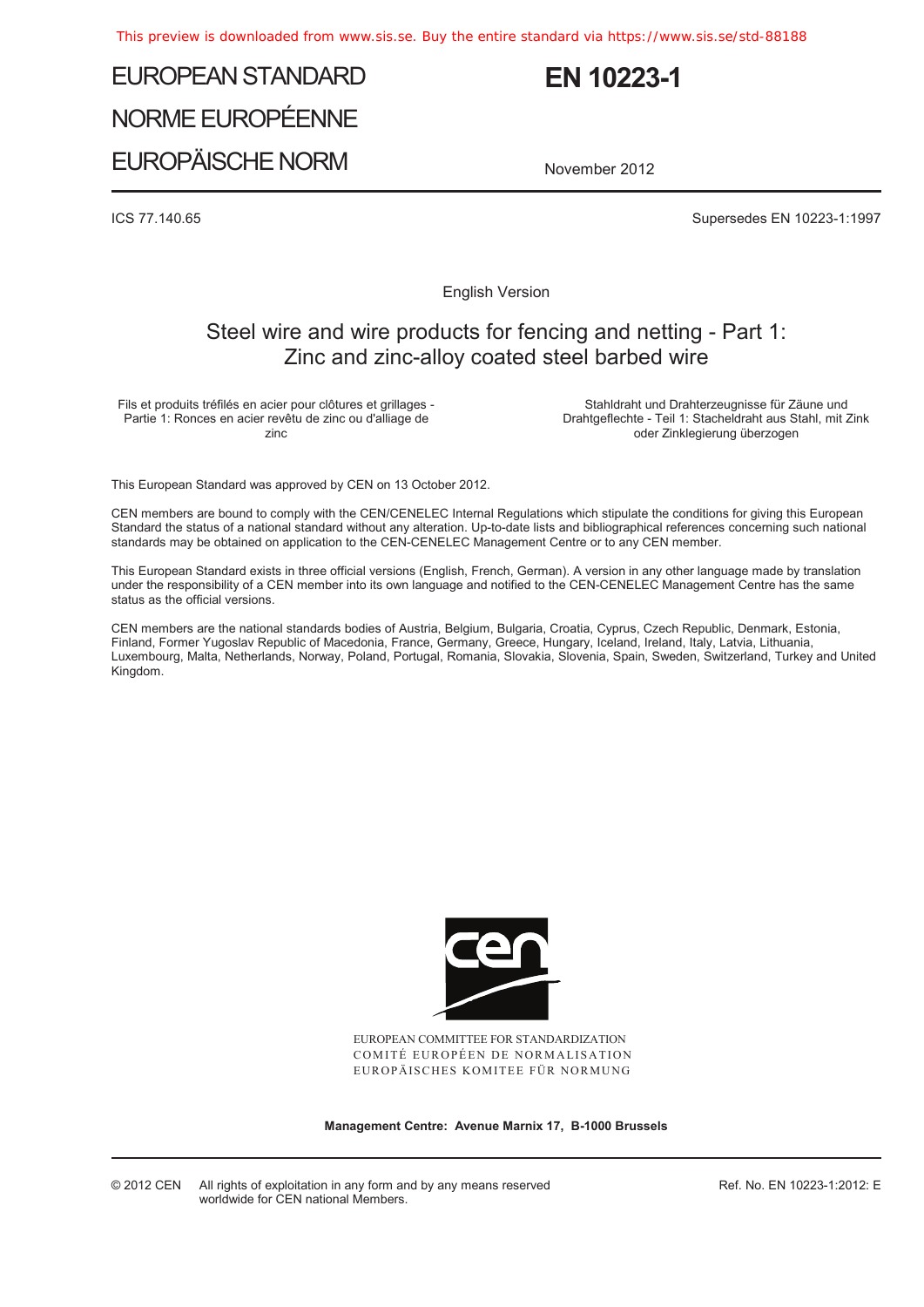This preview is downloaded from www.sis.se. Buy the entire standard via https://www.sis.se/std-88188

EUROPEAN STANDARD

NORME EUROPÉENNE

EUROPÄISCHE NORM

# EN 10223-1

November 2012

ICS 77.140.65

Supersedes EN 10223-1:1997

English Version

## Steel wire and wire products for fencing and netting - Part 1: Zinc and zinc-alloy coated steel barbed wire

Fils et produits tréfilés en acier pour clôtures et grillages - Partie 1: Ronces en acier revêtu de zinc ou d'alliage de zinc

Stahldraht und Drahterzeugnisse für Zäune und Drahtgeflechte - Teil 1: Stacheldraht aus Stahl, mit Zink oder Zinklegierung überzogen

This European Standard was approved by CEN on 13 October 2012.

CEN members are bound to comply with the CEN/CENELEC Internal Regulations which stipulate the conditions for giving this European Standard the status of a national standard without any alteration. Up-to-date lists and bibliographical references concerning such national standards may be obtained on application to the CEN-CENELEC Management Centre or to any CEN member.

This European Standard exists in three official versions (English, French, German). A version in any other language made by translation under the responsibility of a CEN member into its own language and notified to the CEN-CENELEC Management Centre has the same status as the official versions.

CEN members are the national standards bodies of Austria, Belgium, Bulgaria, Croatia, Cyprus, Czech Republic, Denmark, Estonia, Finland, Former Yugoslav Republic of Macedonia, France, Germany, Greece, Hungary, Iceland, Ireland, Italy, Latvia, Lithuania, Luxembourg, Malta, Netherlands, Norway, Poland, Portugal, Romania, Slovakia, Slovenia, Spain, Sweden, Switzerland, Turkey and United Kingdom.

EUROPEAN COMMITTEE FOR STANDARDIZATION
COMITÉ EUROPÉEN DE NORMALISATION
EUROPÄISCHES KOMITEE FÜR NORMUNG

**Management Centre: Avenue Marnix 17, B-1000 Brussels**

© 2012 CEN All rights of exploitation in any form and by any means reserved worldwide for CEN national Members.

Ref. No. EN 10223-1:2012: E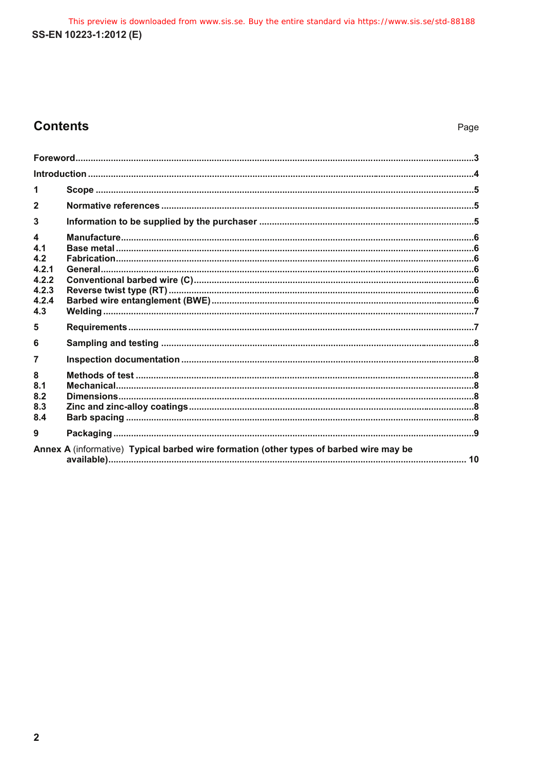## Contents

Page

Foreword ... 3

Introduction ... 4

1 Scope ... 5

2 Normative references ... 5

3 Information to be supplied by the purchaser ... 5

4 Manufacture ... 6
4.1 Base metal ... 6
4.2 Fabrication ... 6
4.2.1 General ... 6
4.2.2 Conventional barbed wire (C) ... 6
4.2.3 Reverse twist type (RT) ... 6
4.2.4 Barbed wire entanglement (BWE) ... 6
4.3 Welding ... 7

5 Requirements ... 7

6 Sampling and testing ... 8

7 Inspection documentation ... 8

8 Methods of test ... 8
8.1 Mechanical ... 8
8.2 Dimensions ... 8
8.3 Zinc and zinc-alloy coatings ... 8
8.4 Barb spacing ... 8

9 Packaging ... 9

Annex A (informative) Typical barbed wire formation (other types of barbed wire may be available) ... 10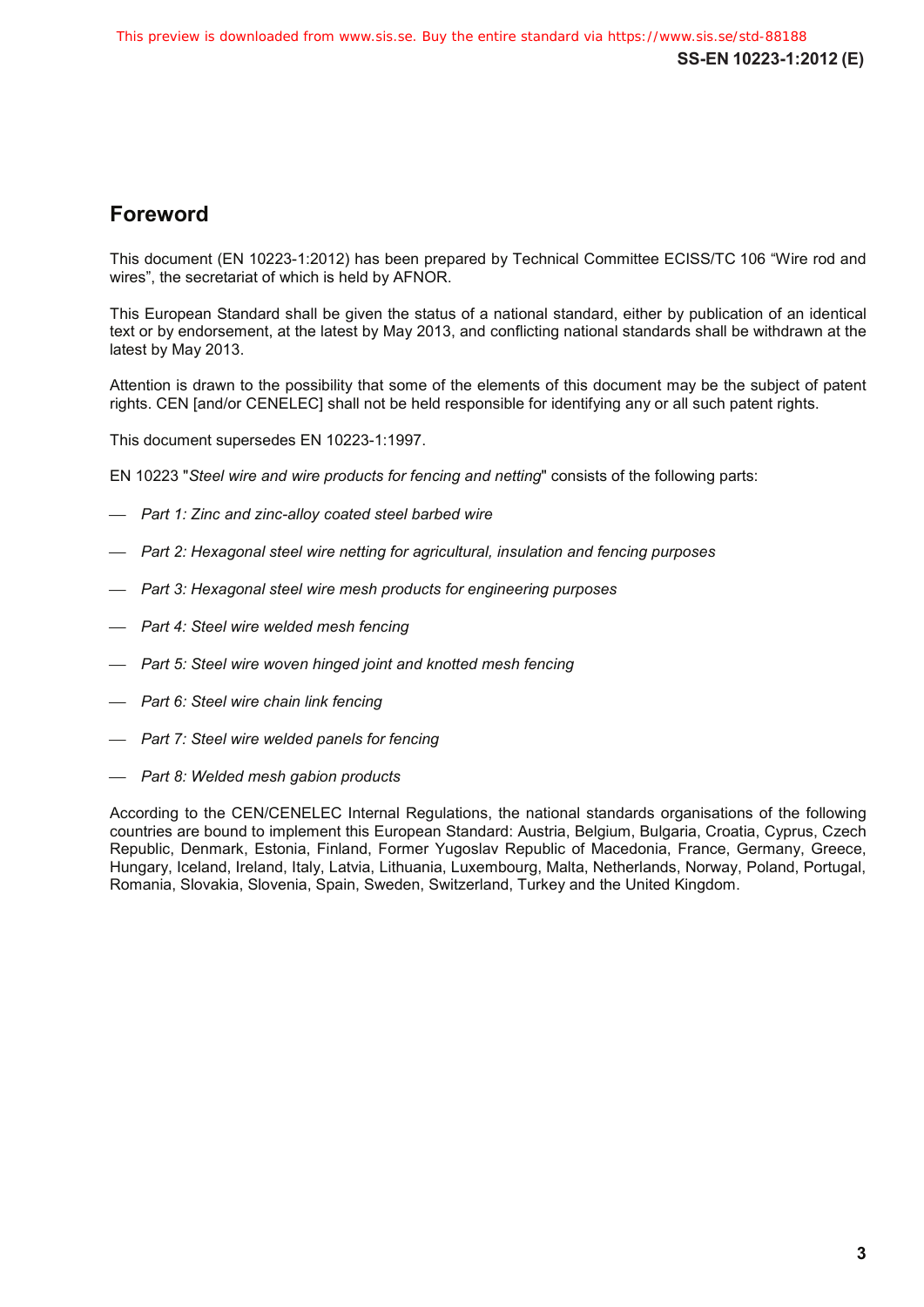## Foreword

This document (EN 10223-1:2012) has been prepared by Technical Committee ECISS/TC 106 “Wire rod and wires”, the secretariat of which is held by AFNOR.

This European Standard shall be given the status of a national standard, either by publication of an identical text or by endorsement, at the latest by May 2013, and conflicting national standards shall be withdrawn at the latest by May 2013.

Attention is drawn to the possibility that some of the elements of this document may be the subject of patent rights. CEN [and/or CENELEC] shall not be held responsible for identifying any or all such patent rights.

This document supersedes EN 10223-1:1997.

EN 10223 "*Steel wire and wire products for fencing and netting*" consists of the following parts:

- *Part 1: Zinc and zinc-alloy coated steel barbed wire*
- *Part 2: Hexagonal steel wire netting for agricultural, insulation and fencing purposes*
- *Part 3: Hexagonal steel wire mesh products for engineering purposes*
- *Part 4: Steel wire welded mesh fencing*
- *Part 5: Steel wire woven hinged joint and knotted mesh fencing*
- *Part 6: Steel wire chain link fencing*
- *Part 7: Steel wire welded panels for fencing*
- *Part 8: Welded mesh gabion products*

According to the CEN/CENELEC Internal Regulations, the national standards organisations of the following countries are bound to implement this European Standard: Austria, Belgium, Bulgaria, Croatia, Cyprus, Czech Republic, Denmark, Estonia, Finland, Former Yugoslav Republic of Macedonia, France, Germany, Greece, Hungary, Iceland, Ireland, Italy, Latvia, Lithuania, Luxembourg, Malta, Netherlands, Norway, Poland, Portugal, Romania, Slovakia, Slovenia, Spain, Sweden, Switzerland, Turkey and the United Kingdom.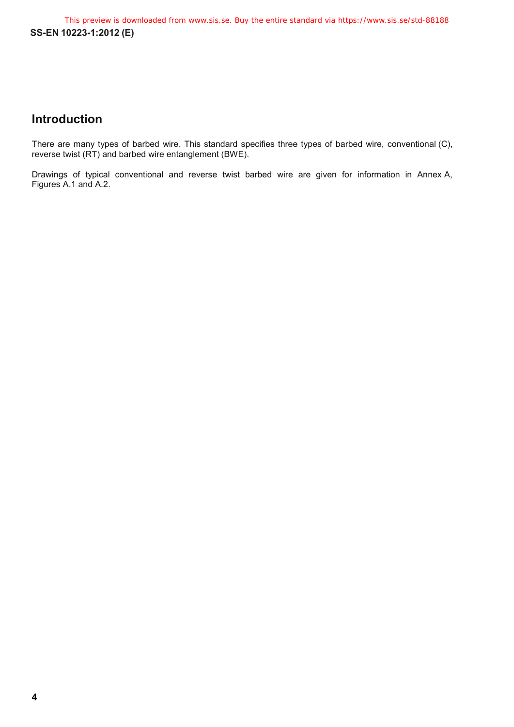## Introduction

There are many types of barbed wire. This standard specifies three types of barbed wire, conventional (C), reverse twist (RT) and barbed wire entanglement (BWE).

Drawings of typical conventional and reverse twist barbed wire are given for information in Annex A, Figures A.1 and A.2.